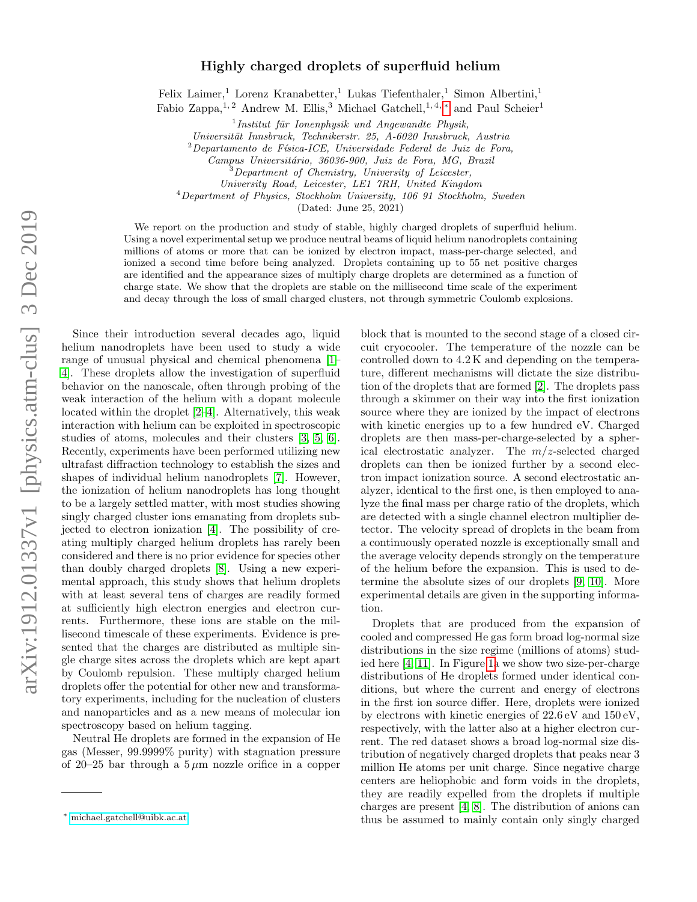# Highly charged droplets of superfluid helium

Felix Laimer,[1] Lorenz Kranabetter,[1] Lukas Tiefenthaler,[1] Simon Albertini,[1] Fabio Zappa,[1,2] Andrew M. Ellis,[3] Michael Gatchell,[1,4,*] and Paul Scheier[1]

[1] *Institut für Ionenphysik und Angewandte Physik, Universität Innsbruck, Technikerstr. 25, A-6020 Innsbruck, Austria*
[2] *Departamento de Física-ICE, Universidade Federal de Juiz de Fora, Campus Universitário, 36036-900, Juiz de Fora, MG, Brazil*
[3] *Department of Chemistry, University of Leicester, University Road, Leicester, LE1 7RH, United Kingdom*
[4] *Department of Physics, Stockholm University, 106 91 Stockholm, Sweden*

(Dated: June 25, 2021)

We report on the production and study of stable, highly charged droplets of superfluid helium. Using a novel experimental setup we produce neutral beams of liquid helium nanodroplets containing millions of atoms or more that can be ionized by electron impact, mass-per-charge selected, and ionized a second time before being analyzed. Droplets containing up to 55 net positive charges are identified and the appearance sizes of multiply charge droplets are determined as a function of charge state. We show that the droplets are stable on the millisecond time scale of the experiment and decay through the loss of small charged clusters, not through symmetric Coulomb explosions.

Since their introduction several decades ago, liquid helium nanodroplets have been used to study a wide range of unusual physical and chemical phenomena [1–4]. These droplets allow the investigation of superfluid behavior on the nanoscale, often through probing of the weak interaction of the helium with a dopant molecule located within the droplet [2–4]. Alternatively, this weak interaction with helium can be exploited in spectroscopic studies of atoms, molecules and their clusters [3, 5, 6]. Recently, experiments have been performed utilizing new ultrafast diffraction technology to establish the sizes and shapes of individual helium nanodroplets [7]. However, the ionization of helium nanodroplets has long thought to be a largely settled matter, with most studies showing singly charged cluster ions emanating from droplets subjected to electron ionization [4]. The possibility of creating multiply charged helium droplets has rarely been considered and there is no prior evidence for species other than doubly charged droplets [8]. Using a new experimental approach, this study shows that helium droplets with at least several tens of charges are readily formed at sufficiently high electron energies and electron currents. Furthermore, these ions are stable on the millisecond timescale of these experiments. Evidence is presented that the charges are distributed as multiple single charge sites across the droplets which are kept apart by Coulomb repulsion. These multiply charged helium droplets offer the potential for other new and transformatory experiments, including for the nucleation of clusters and nanoparticles and as a new means of molecular ion spectroscopy based on helium tagging.

Neutral He droplets are formed in the expansion of He gas (Messer, 99.9999% purity) with stagnation pressure of 20–25 bar through a 5 $\mu$m nozzle orifice in a copper block that is mounted to the second stage of a closed circuit cryocooler. The temperature of the nozzle can be controlled down to 4.2 K and depending on the temperature, different mechanisms will dictate the size distribution of the droplets that are formed [2]. The droplets pass through a skimmer on their way into the first ionization source where they are ionized by the impact of electrons with kinetic energies up to a few hundred eV. Charged droplets are then mass-per-charge-selected by a spherical electrostatic analyzer. The $m/z$-selected charged droplets can then be ionized further by a second electron impact ionization source. A second electrostatic analyzer, identical to the first one, is then employed to analyze the final mass per charge ratio of the droplets, which are detected with a single channel electron multiplier detector. The velocity spread of droplets in the beam from a continuously operated nozzle is exceptionally small and the average velocity depends strongly on the temperature of the helium before the expansion. This is used to determine the absolute sizes of our droplets [9, 10]. More experimental details are given in the supporting information.

Droplets that are produced from the expansion of cooled and compressed He gas form broad log-normal size distributions in the size regime (millions of atoms) studied here [4, 11]. In Figure 1a we show two size-per-charge distributions of He droplets formed under identical conditions, but where the current and energy of electrons in the first ion source differ. Here, droplets were ionized by electrons with kinetic energies of 22.6 eV and 150 eV, respectively, with the latter also at a higher electron current. The red dataset shows a broad log-normal size distribution of negatively charged droplets that peaks near 3 million He atoms per unit charge. Since negative charge centers are heliophobic and form voids in the droplets, they are readily expelled from the droplets if multiple charges are present [4, 8]. The distribution of anions can thus be assumed to mainly contain only singly charged

* michael.gatchell@uibk.ac.at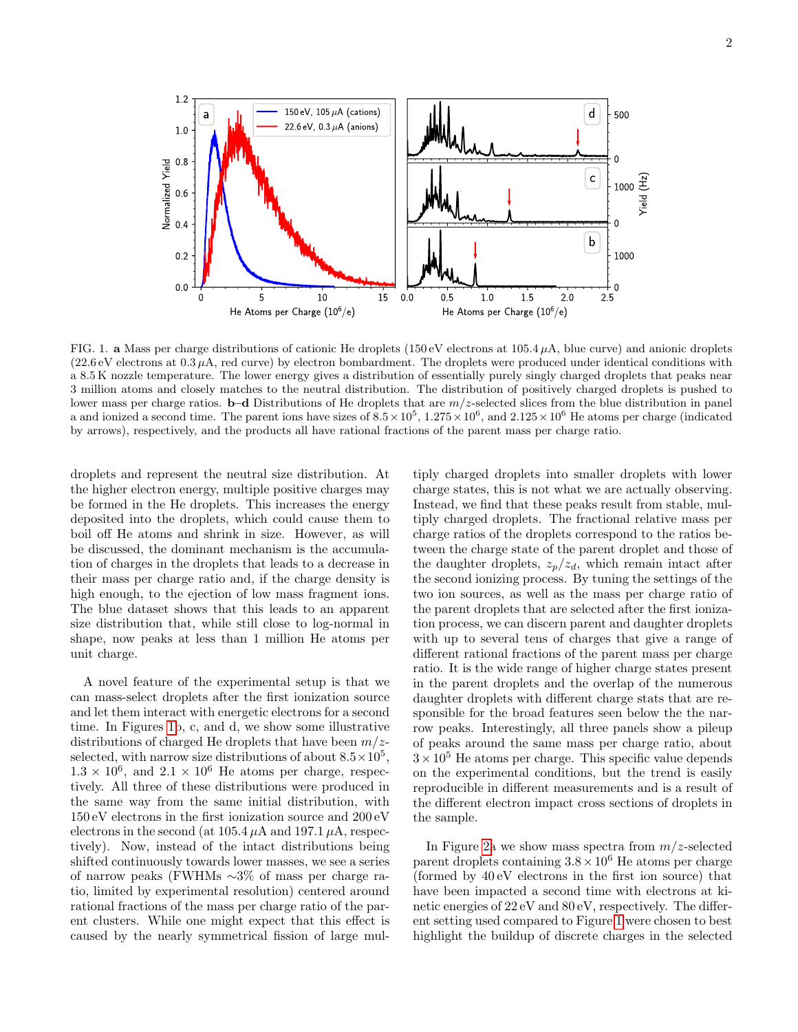a

150 eV, 105 μA (cations)

22.6 eV, 0.3 μA (anions)

Normalized Yield

He Atoms per Charge ($10^6$/e)

b

c

d

Yield (Hz)

He Atoms per Charge ($10^6$/e)

FIG. 1. **a** Mass per charge distributions of cationic He droplets (150 eV electrons at 105.4 μA, blue curve) and anionic droplets (22.6 eV electrons at 0.3 μA, red curve) by electron bombardment. The droplets were produced under identical conditions with a 8.5 K nozzle temperature. The lower energy gives a distribution of essentially purely singly charged droplets that peaks near 3 million atoms and closely matches to the neutral distribution. The distribution of positively charged droplets is pushed to lower mass per charge ratios. **b–d** Distributions of He droplets that are $m/z$-selected slices from the blue distribution in panel a and ionized a second time. The parent ions have sizes of $8.5 \times 10^5$, $1.275 \times 10^6$, and $2.125 \times 10^6$ He atoms per charge (indicated by arrows), respectively, and the products all have rational fractions of the parent mass per charge ratio.

droplets and represent the neutral size distribution. At the higher electron energy, multiple positive charges may be formed in the He droplets. This increases the energy deposited into the droplets, which could cause them to boil off He atoms and shrink in size. However, as will be discussed, the dominant mechanism is the accumulation of charges in the droplets that leads to a decrease in their mass per charge ratio and, if the charge density is high enough, to the ejection of low mass fragment ions. The blue dataset shows that this leads to an apparent size distribution that, while still close to log-normal in shape, now peaks at less than 1 million He atoms per unit charge.

A novel feature of the experimental setup is that we can mass-select droplets after the first ionization source and let them interact with energetic electrons for a second time. In Figures 1b, c, and d, we show some illustrative distributions of charged He droplets that have been $m/z$-selected, with narrow size distributions of about $8.5 \times 10^5$, $1.3 \times 10^6$, and $2.1 \times 10^6$ He atoms per charge, respectively. All three of these distributions were produced in the same way from the same initial distribution, with 150 eV electrons in the first ionization source and 200 eV electrons in the second (at 105.4 μA and 197.1 μA, respectively). Now, instead of the intact distributions being shifted continuously towards lower masses, we see a series of narrow peaks (FWHMs ∼3% of mass per charge ratio, limited by experimental resolution) centered around rational fractions of the mass per charge ratio of the parent clusters. While one might expect that this effect is caused by the nearly symmetrical fission of large multiply charged droplets into smaller droplets with lower charge states, this is not what we are actually observing. Instead, we find that these peaks result from stable, multiply charged droplets. The fractional relative mass per charge ratios of the droplets correspond to the ratios between the charge state of the parent droplet and those of the daughter droplets, $z_p/z_d$, which remain intact after the second ionizing process. By tuning the settings of the two ion sources, as well as the mass per charge ratio of the parent droplets that are selected after the first ionization process, we can discern parent and daughter droplets with up to several tens of charges that give a range of different rational fractions of the parent mass per charge ratio. It is the wide range of higher charge states present in the parent droplets and the overlap of the numerous daughter droplets with different charge stats that are responsible for the broad features seen below the the narrow peaks. Interestingly, all three panels show a pileup of peaks around the same mass per charge ratio, about $3 \times 10^5$ He atoms per charge. This specific value depends on the experimental conditions, but the trend is easily reproducible in different measurements and is a result of the different electron impact cross sections of droplets in the sample.

In Figure 2a we show mass spectra from $m/z$-selected parent droplets containing $3.8 \times 10^6$ He atoms per charge (formed by 40 eV electrons in the first ion source) that have been impacted a second time with electrons at kinetic energies of 22 eV and 80 eV, respectively. The different setting used compared to Figure 1 were chosen to best highlight the buildup of discrete charges in the selected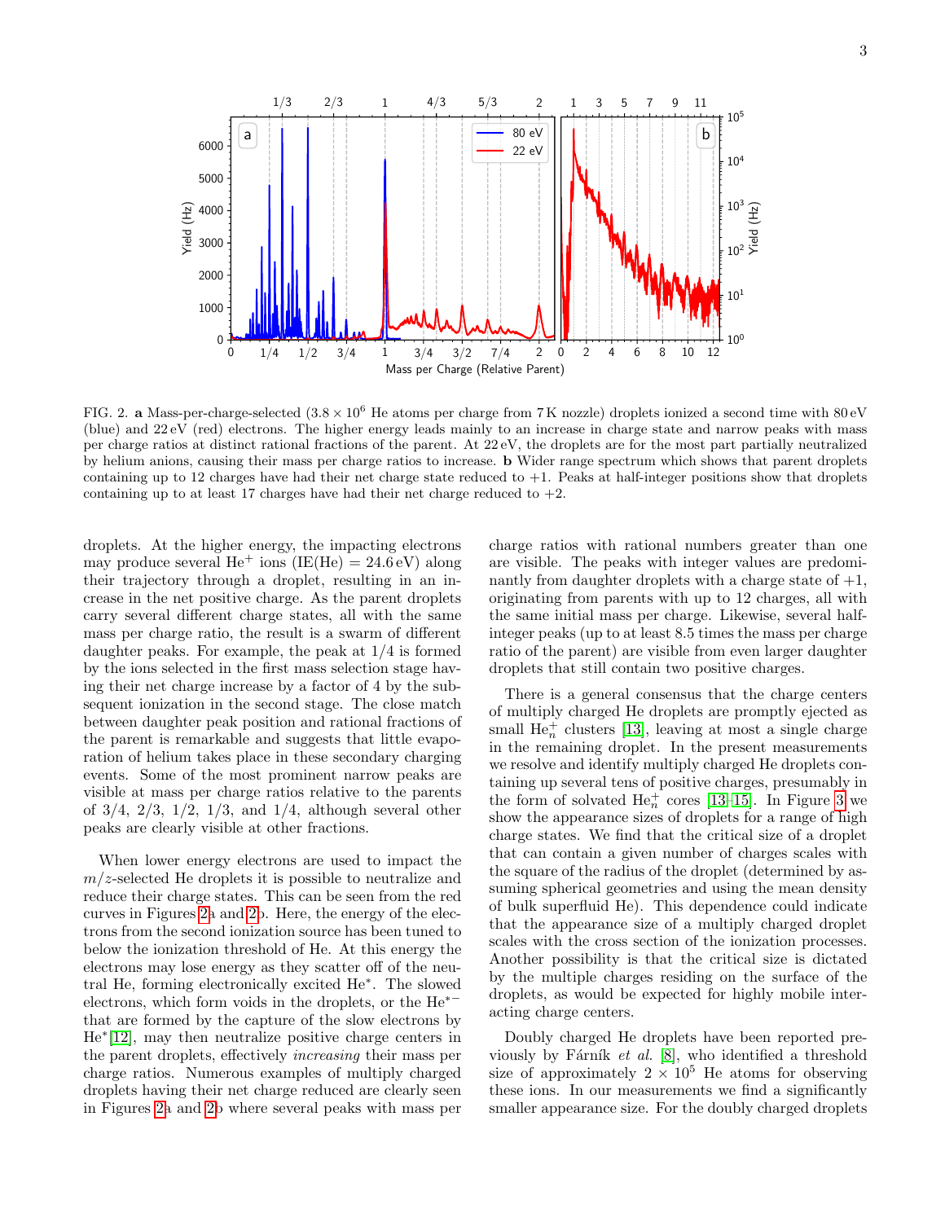1/3
2/3
1
4/3
5/3
2

1
3
5
7
9
11

a
b

80 eV
22 eV

Yield (Hz)
6000
5000
4000
3000
2000
1000
0

0
1/4
1/2
3/4
1
3/4
3/2
7/4
2
0
2
4
6
8
10
12

Mass per Charge (Relative Parent)

$10^5$
$10^4$
$10^3$
$10^2$
$10^1$
$10^0$
Yield (Hz)

FIG. 2. **a** Mass-per-charge-selected ($3.8 \times 10^6$ He atoms per charge from 7 K nozzle) droplets ionized a second time with 80 eV (blue) and 22 eV (red) electrons. The higher energy leads mainly to an increase in charge state and narrow peaks with mass per charge ratios at distinct rational fractions of the parent. At 22 eV, the droplets are for the most part partially neutralized by helium anions, causing their mass per charge ratios to increase. **b** Wider range spectrum which shows that parent droplets containing up to 12 charges have had their net charge state reduced to +1. Peaks at half-integer positions show that droplets containing up to at least 17 charges have had their net charge reduced to +2.

droplets. At the higher energy, the impacting electrons may produce several $He^+$ ions (IE(He) = 24.6 eV) along their trajectory through a droplet, resulting in an increase in the net positive charge. As the parent droplets carry several different charge states, all with the same mass per charge ratio, the result is a swarm of different daughter peaks. For example, the peak at 1/4 is formed by the ions selected in the first mass selection stage having their net charge increase by a factor of 4 by the subsequent ionization in the second stage. The close match between daughter peak position and rational fractions of the parent is remarkable and suggests that little evaporation of helium takes place in these secondary charging events. Some of the most prominent narrow peaks are visible at mass per charge ratios relative to the parents of 3/4, 2/3, 1/2, 1/3, and 1/4, although several other peaks are clearly visible at other fractions.

When lower energy electrons are used to impact the $m/z$-selected He droplets it is possible to neutralize and reduce their charge states. This can be seen from the red curves in Figures 2a and 2b. Here, the energy of the electrons from the second ionization source has been tuned to below the ionization threshold of He. At this energy the electrons may lose energy as they scatter off of the neutral He, forming electronically excited $He^*$. The slowed electrons, which form voids in the droplets, or the $He^{*-}$ that are formed by the capture of the slow electrons by $He^*$[12], may then neutralize positive charge centers in the parent droplets, effectively *increasing* their mass per charge ratios. Numerous examples of multiply charged droplets having their net charge reduced are clearly seen in Figures 2a and 2b where several peaks with mass per charge ratios with rational numbers greater than one are visible. The peaks with integer values are predominantly from daughter droplets with a charge state of +1, originating from parents with up to 12 charges, all with the same initial mass per charge. Likewise, several half-integer peaks (up to at least 8.5 times the mass per charge ratio of the parent) are visible from even larger daughter droplets that still contain two positive charges.

There is a general consensus that the charge centers of multiply charged He droplets are promptly ejected as small $He_n^+$ clusters [13], leaving at most a single charge in the remaining droplet. In the present measurements we resolve and identify multiply charged He droplets containing up to several tens of positive charges, presumably in the form of solvated $He_n^+$ cores [13–15]. In Figure 3 we show the appearance sizes of droplets for a range of high charge states. We find that the critical size of a droplet that can contain a given number of charges scales with the square of the radius of the droplet (determined by assuming spherical geometries and using the mean density of bulk superfluid He). This dependence could indicate that the appearance size of a multiply charged droplet scales with the cross section of the ionization processes. Another possibility is that the critical size is dictated by the multiple charges residing on the surface of the droplets, as would be expected for highly mobile interacting charge centers.

Doubly charged He droplets have been reported previously by Fárník *et al.* [8], who identified a threshold size of approximately $2 \times 10^5$ He atoms for observing these ions. In our measurements we find a significantly smaller appearance size. For the doubly charged droplets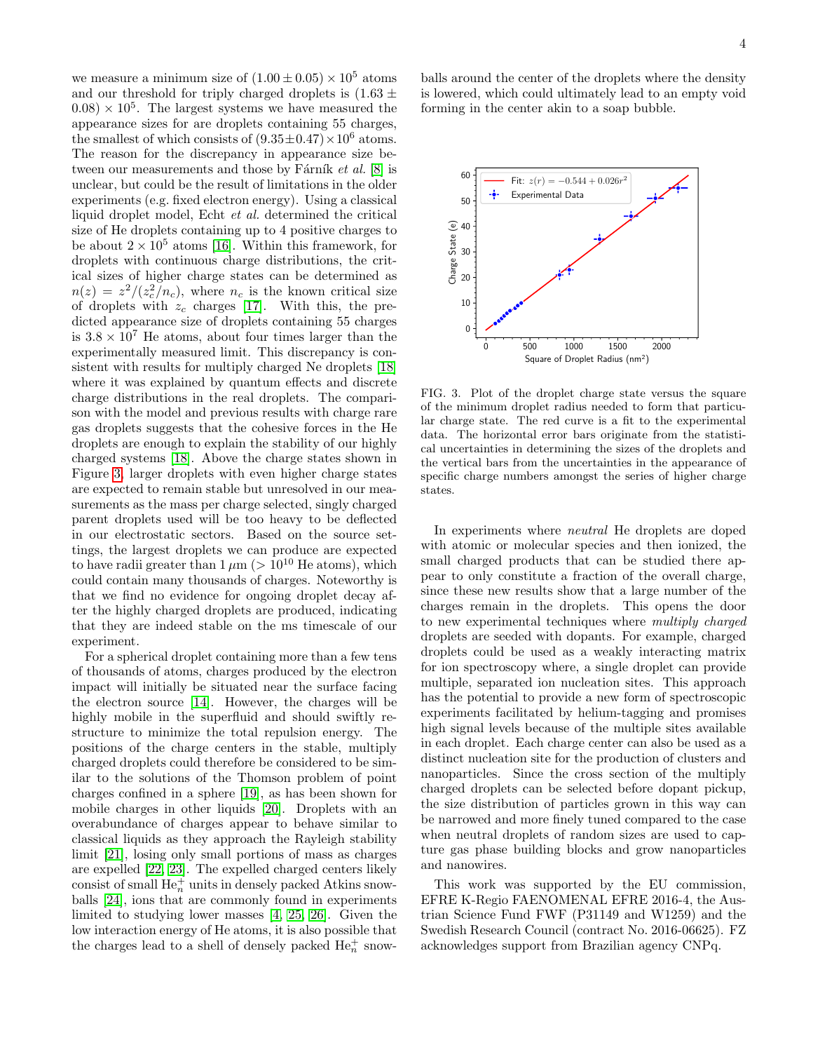we measure a minimum size of $(1.00 \pm 0.05) \times 10^5$ atoms and our threshold for triply charged droplets is $(1.63 \pm 0.08) \times 10^5$. The largest systems we have measured the appearance sizes for are droplets containing 55 charges, the smallest of which consists of $(9.35 \pm 0.47) \times 10^6$ atoms. The reason for the discrepancy in appearance size between our measurements and those by Fárník *et al.* [8] is unclear, but could be the result of limitations in the older experiments (e.g. fixed electron energy). Using a classical liquid droplet model, Echt *et al.* determined the critical size of He droplets containing up to 4 positive charges to be about $2 \times 10^5$ atoms [16]. Within this framework, for droplets with continuous charge distributions, the critical sizes of higher charge states can be determined as $n(z) = z^2/(z_c^2/n_c)$, where $n_c$ is the known critical size of droplets with $z_c$ charges [17]. With this, the predicted appearance size of droplets containing 55 charges is $3.8 \times 10^7$ He atoms, about four times larger than the experimentally measured limit. This discrepancy is consistent with results for multiply charged Ne droplets [18] where it was explained by quantum effects and discrete charge distributions in the real droplets. The comparison with the model and previous results with charge rare gas droplets suggests that the cohesive forces in the He droplets are enough to explain the stability of our highly charged systems [18]. Above the charge states shown in Figure 3, larger droplets with even higher charge states are expected to remain stable but unresolved in our measurements as the mass per charge selected, singly charged parent droplets used will be too heavy to be deflected in our electrostatic sectors. Based on the source settings, the largest droplets we can produce are expected to have radii greater than $1\,\mu$m ($> 10^{10}$ He atoms), which could contain many thousands of charges. Noteworthy is that we find no evidence for ongoing droplet decay after the highly charged droplets are produced, indicating that they are indeed stable on the ms timescale of our experiment.

For a spherical droplet containing more than a few tens of thousands of atoms, charges produced by the electron impact will initially be situated near the surface facing the electron source [14]. However, the charges will be highly mobile in the superfluid and should swiftly restructure to minimize the total repulsion energy. The positions of the charge centers in the stable, multiply charged droplets could therefore be considered to be similar to the solutions of the Thomson problem of point charges confined in a sphere [19], as has been shown for mobile charges in other liquids [20]. Droplets with an overabundance of charges appear to behave similar to classical liquids as they approach the Rayleigh stability limit [21], losing only small portions of mass as charges are expelled [22, 23]. The expelled charged centers likely consist of small $He_n^+$ units in densely packed Atkins snowballs [24], ions that are commonly found in experiments limited to studying lower masses [4, 25, 26]. Given the low interaction energy of He atoms, it is also possible that the charges lead to a shell of densely packed $He_n^+$ snowballs around the center of the droplets where the density is lowered, which could ultimately lead to an empty void forming in the center akin to a soap bubble.

Fit: $z(r) = -0.544 + 0.026r^2$
Experimental Data
Charge State (e)
Square of Droplet Radius (nm$^2$)
0 10 20 30 40 50 60
0 500 1000 1500 2000

FIG. 3. Plot of the droplet charge state versus the square of the minimum droplet radius needed to form that particular charge state. The red curve is a fit to the experimental data. The horizontal error bars originate from the statistical uncertainties in determining the sizes of the droplets and the vertical bars from the uncertainties in the appearance of specific charge numbers amongst the series of higher charge states.

In experiments where *neutral* He droplets are doped with atomic or molecular species and then ionized, the small charged products that can be studied there appear to only constitute a fraction of the overall charge, since these new results show that a large number of the charges remain in the droplets. This opens the door to new experimental techniques where *multiply charged* droplets are seeded with dopants. For example, charged droplets could be used as a weakly interacting matrix for ion spectroscopy where, a single droplet can provide multiple, separated ion nucleation sites. This approach has the potential to provide a new form of spectroscopic experiments facilitated by helium-tagging and promises high signal levels because of the multiple sites available in each droplet. Each charge center can also be used as a distinct nucleation site for the production of clusters and nanoparticles. Since the cross section of the multiply charged droplets can be selected before dopant pickup, the size distribution of particles grown in this way can be narrowed and more finely tuned compared to the case when neutral droplets of random sizes are used to capture gas phase building blocks and grow nanoparticles and nanowires.

This work was supported by the EU commission, EFRE K-Regio FAENOMENAL EFRE 2016-4, the Austrian Science Fund FWF (P31149 and W1259) and the Swedish Research Council (contract No. 2016-06625). FZ acknowledges support from Brazilian agency CNPq.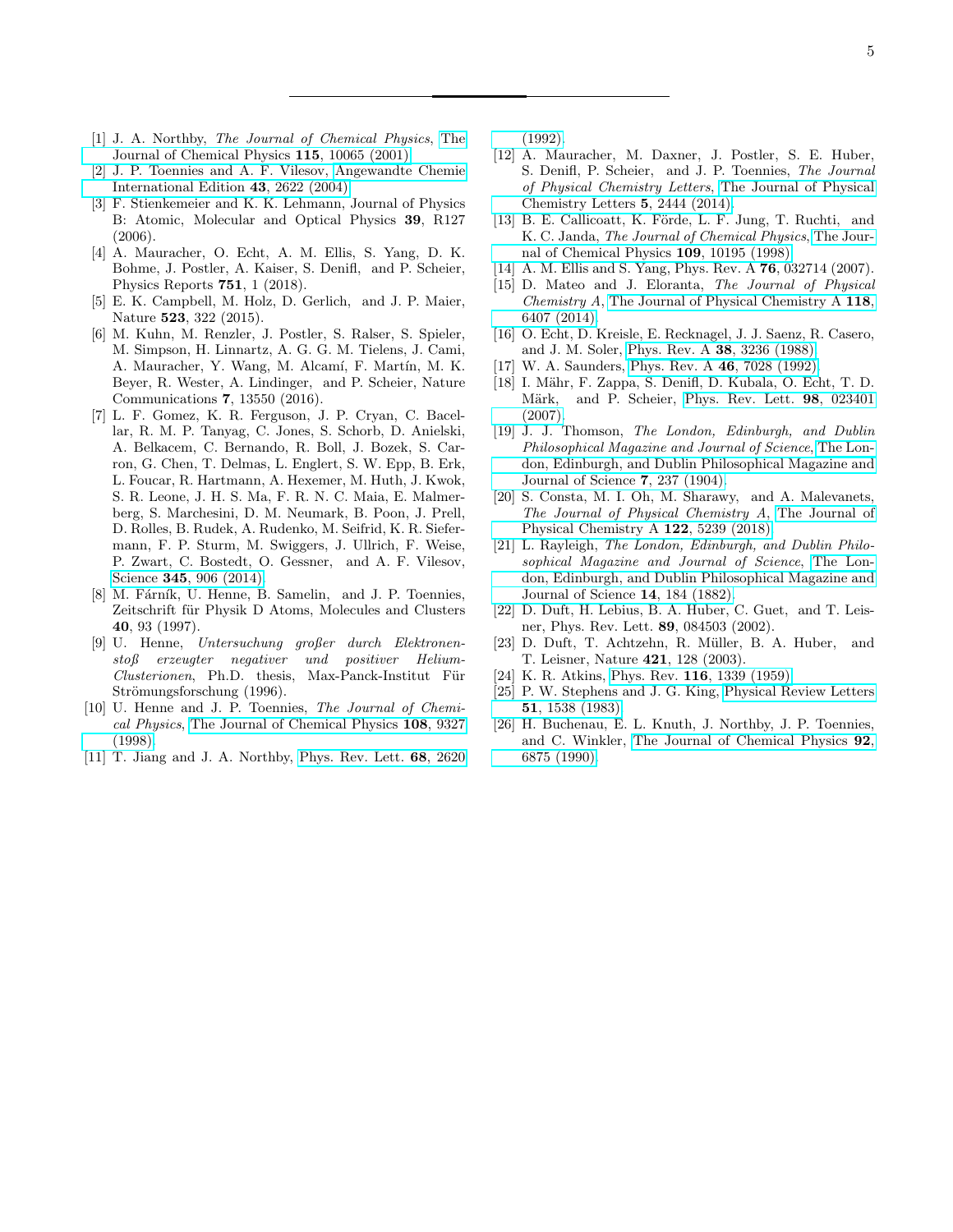[1] J. A. Northby, *The Journal of Chemical Physics*, The Journal of Chemical Physics **115**, 10065 (2001).

[2] J. P. Toennies and A. F. Vilesov, Angewandte Chemie International Edition **43**, 2622 (2004).

[3] F. Stienkemeier and K. K. Lehmann, Journal of Physics B: Atomic, Molecular and Optical Physics **39**, R127 (2006).

[4] A. Mauracher, O. Echt, A. M. Ellis, S. Yang, D. K. Bohme, J. Postler, A. Kaiser, S. Denifl, and P. Scheier, Physics Reports **751**, 1 (2018).

[5] E. K. Campbell, M. Holz, D. Gerlich, and J. P. Maier, Nature **523**, 322 (2015).

[6] M. Kuhn, M. Renzler, J. Postler, S. Ralser, S. Spieler, M. Simpson, H. Linnartz, A. G. G. M. Tielens, J. Cami, A. Mauracher, Y. Wang, M. Alcamí, F. Martín, M. K. Beyer, R. Wester, A. Lindinger, and P. Scheier, Nature Communications **7**, 13550 (2016).

[7] L. F. Gomez, K. R. Ferguson, J. P. Cryan, C. Bacellar, R. M. P. Tanyag, C. Jones, S. Schorb, D. Anielski, A. Belkacem, C. Bernando, R. Boll, J. Bozek, S. Carron, G. Chen, T. Delmas, L. Englert, S. W. Epp, B. Erk, L. Foucar, R. Hartmann, A. Hexemer, M. Huth, J. Kwok, S. R. Leone, J. H. S. Ma, F. R. N. C. Maia, E. Malmerberg, S. Marchesini, D. M. Neumark, B. Poon, J. Prell, D. Rolles, B. Rudek, A. Rudenko, M. Seifrid, K. R. Siefermann, F. P. Sturm, M. Swiggers, J. Ullrich, F. Weise, P. Zwart, C. Bostedt, O. Gessner, and A. F. Vilesov, Science **345**, 906 (2014).

[8] M. Fárník, U. Henne, B. Samelin, and J. P. Toennies, Zeitschrift für Physik D Atoms, Molecules and Clusters **40**, 93 (1997).

[9] U. Henne, *Untersuchung großer durch Elektronenstoß erzeugter negativer und positiver Helium-Clusterionen*, Ph.D. thesis, Max-Panck-Institut Für Strömungsforschung (1996).

[10] U. Henne and J. P. Toennies, *The Journal of Chemical Physics*, The Journal of Chemical Physics **108**, 9327 (1998).

[11] T. Jiang and J. A. Northby, Phys. Rev. Lett. **68**, 2620 (1992).

[12] A. Mauracher, M. Daxner, J. Postler, S. E. Huber, S. Denifl, P. Scheier, and J. P. Toennies, *The Journal of Physical Chemistry Letters*, The Journal of Physical Chemistry Letters **5**, 2444 (2014).

[13] B. E. Callicoatt, K. Förde, L. F. Jung, T. Ruchti, and K. C. Janda, *The Journal of Chemical Physics*, The Journal of Chemical Physics **109**, 10195 (1998).

[14] A. M. Ellis and S. Yang, Phys. Rev. A **76**, 032714 (2007).

[15] D. Mateo and J. Eloranta, *The Journal of Physical Chemistry A*, The Journal of Physical Chemistry A **118**, 6407 (2014).

[16] O. Echt, D. Kreisle, E. Recknagel, J. J. Saenz, R. Casero, and J. M. Soler, Phys. Rev. A **38**, 3236 (1988).

[17] W. A. Saunders, Phys. Rev. A **46**, 7028 (1992).

[18] I. Mähr, F. Zappa, S. Denifl, D. Kubala, O. Echt, T. D. Märk, and P. Scheier, Phys. Rev. Lett. **98**, 023401 (2007).

[19] J. J. Thomson, *The London, Edinburgh, and Dublin Philosophical Magazine and Journal of Science*, The London, Edinburgh, and Dublin Philosophical Magazine and Journal of Science **7**, 237 (1904).

[20] S. Consta, M. I. Oh, M. Sharawy, and A. Malevanets, *The Journal of Physical Chemistry A*, The Journal of Physical Chemistry A **122**, 5239 (2018).

[21] L. Rayleigh, *The London, Edinburgh, and Dublin Philosophical Magazine and Journal of Science*, The London, Edinburgh, and Dublin Philosophical Magazine and Journal of Science **14**, 184 (1882).

[22] D. Duft, H. Lebius, B. A. Huber, C. Guet, and T. Leisner, Phys. Rev. Lett. **89**, 084503 (2002).

[23] D. Duft, T. Achtzehn, R. Müller, B. A. Huber, and T. Leisner, Nature **421**, 128 (2003).

[24] K. R. Atkins, Phys. Rev. **116**, 1339 (1959).

[25] P. W. Stephens and J. G. King, Physical Review Letters **51**, 1538 (1983).

[26] H. Buchenau, E. L. Knuth, J. Northby, J. P. Toennies, and C. Winkler, The Journal of Chemical Physics **92**, 6875 (1990).